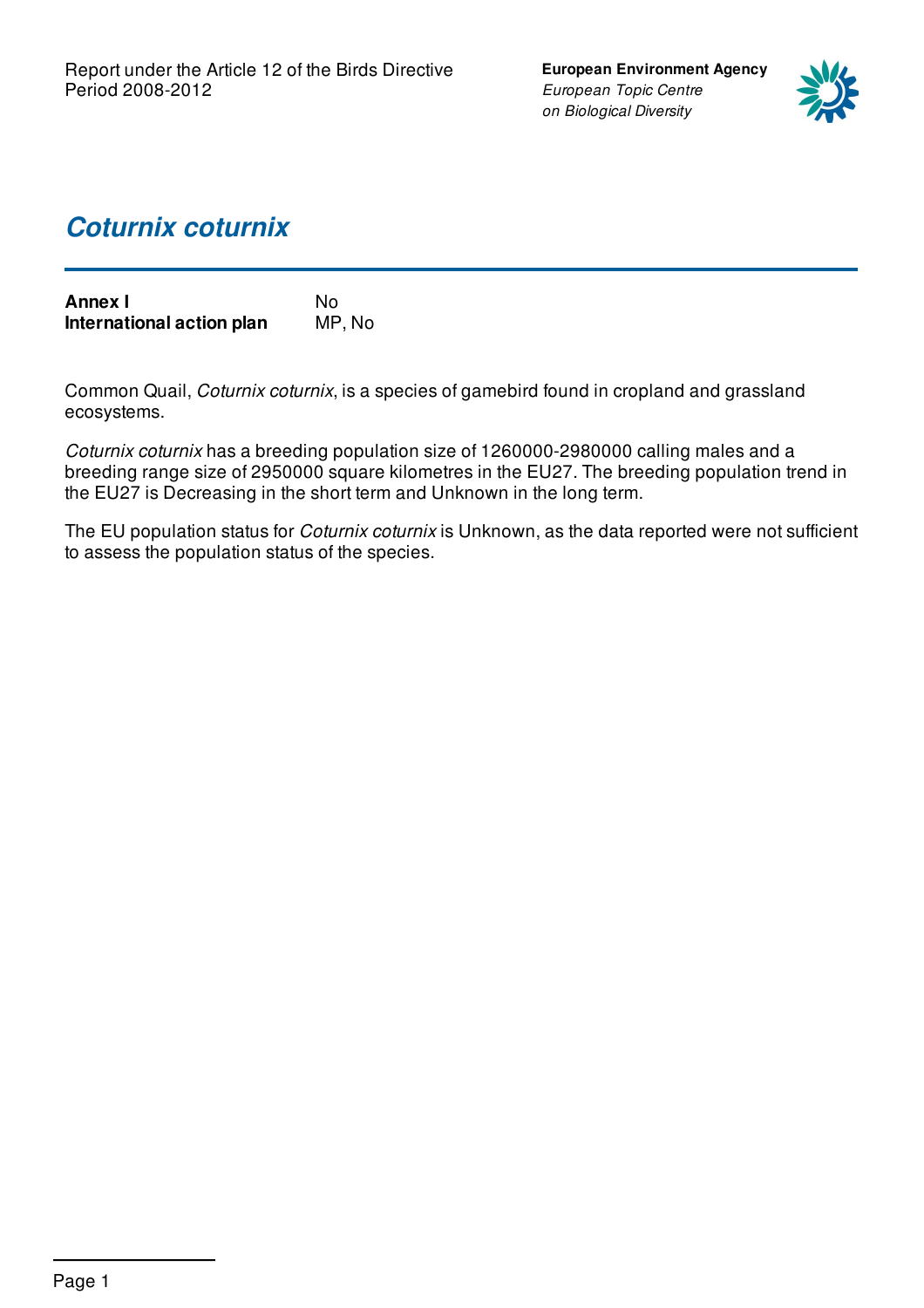Report under the Article 12 of the Birds Directive
Period 2008-2012

**European Environment Agency**
*European Topic Centre on Biological Diversity*

# *Coturnix coturnix*

| | |
|---|---|
| **Annex I** | No |
| **International action plan** | MP, No |

Common Quail, *Coturnix coturnix*, is a species of gamebird found in cropland and grassland ecosystems.

*Coturnix coturnix* has a breeding population size of 1260000-2980000 calling males and a breeding range size of 2950000 square kilometres in the EU27. The breeding population trend in the EU27 is Decreasing in the short term and Unknown in the long term.

The EU population status for *Coturnix coturnix* is Unknown, as the data reported were not sufficient to assess the population status of the species.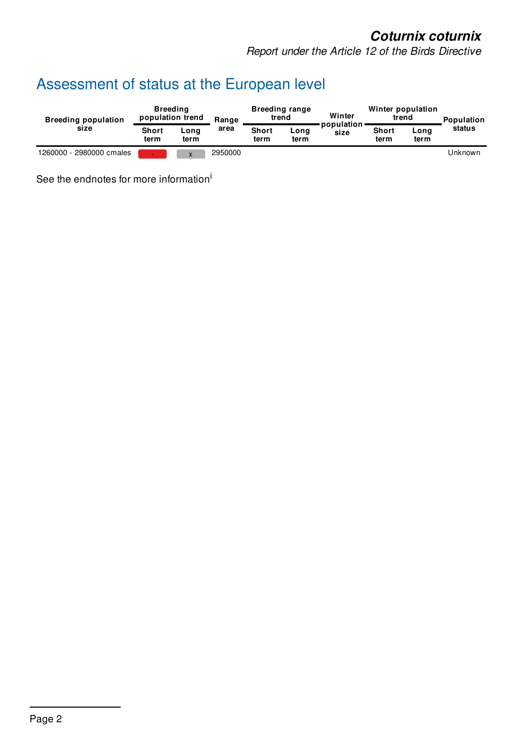## Assessment of status at the European level

| Breeding population size | Breeding population trend | | Range area | Breeding range trend | | Winter population size | Winter population trend | | Population status |
|---|---|---|---|---|---|---|---|---|---|
| | Short term | Long term | | Short term | Long term | | Short term | Long term | |
| 1260000 - 2980000 cmales | - | x | 2950000 | | | | | | Unknown |

See the endnotes for more information[i]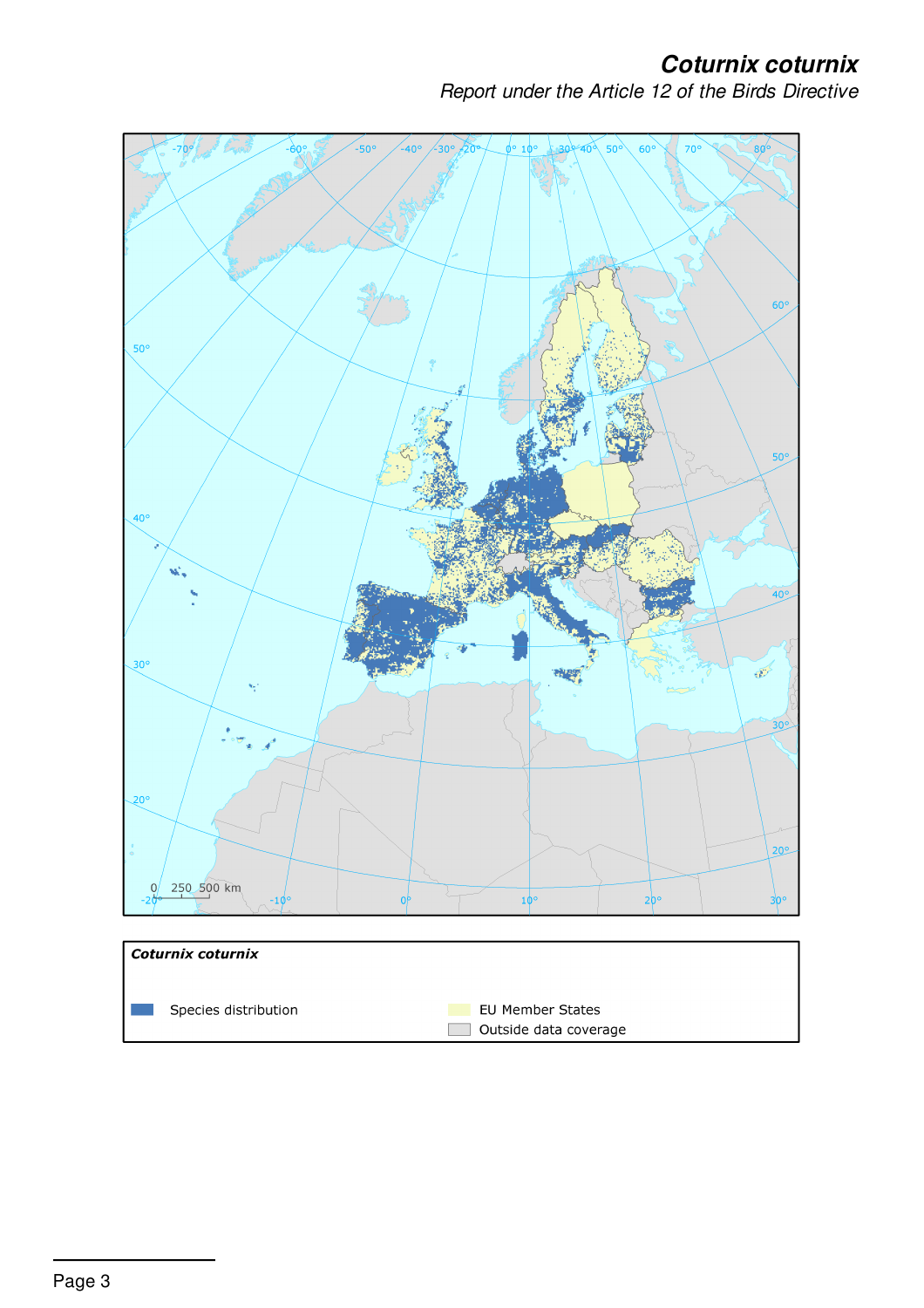## Coturnix coturnix

*Report under the Article 12 of the Birds Directive*

**Coturnix coturnix**

Species distribution

EU Member States

Outside data coverage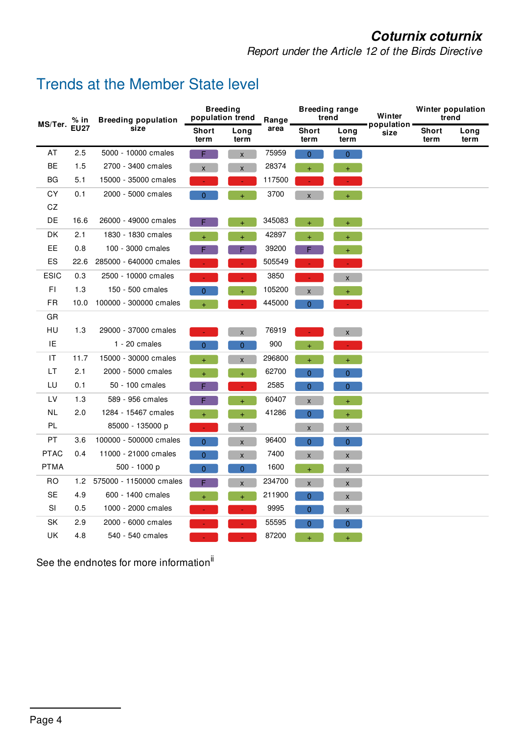## Trends at the Member State level

| MS/Ter. | % in EU27 | Breeding population size | Breeding population trend | | Range area | Breeding range trend | | Winter population size | Winter population trend | |
|---|---|---|---|---|---|---|---|---|---|---|
| | | | Short term | Long term | | Short term | Long term | | Short term | Long term |
| AT | 2.5 | 5000 - 10000 cmales | F | x | 75959 | 0 | 0 | | | |
| BE | 1.5 | 2700 - 3400 cmales | x | x | 28374 | + | + | | | |
| BG | 5.1 | 15000 - 35000 cmales | - | - | 117500 | - | - | | | |
| CY | 0.1 | 2000 - 5000 cmales | 0 | + | 3700 | x | + | | | |
| CZ | | | | | | | | | | |
| DE | 16.6 | 26000 - 49000 cmales | F | + | 345083 | + | + | | | |
| DK | 2.1 | 1830 - 1830 cmales | + | + | 42897 | + | + | | | |
| EE | 0.8 | 100 - 3000 cmales | F | F | 39200 | F | + | | | |
| ES | 22.6 | 285000 - 640000 cmales | - | - | 505549 | - | - | | | |
| ESIC | 0.3 | 2500 - 10000 cmales | - | - | 3850 | - | x | | | |
| FI | 1.3 | 150 - 500 cmales | 0 | + | 105200 | x | + | | | |
| FR | 10.0 | 100000 - 300000 cmales | + | - | 445000 | 0 | - | | | |
| GR | | | | | | | | | | |
| HU | 1.3 | 29000 - 37000 cmales | - | x | 76919 | - | x | | | |
| IE | | 1 - 20 cmales | 0 | 0 | 900 | + | - | | | |
| IT | 11.7 | 15000 - 30000 cmales | + | x | 296800 | + | + | | | |
| LT | 2.1 | 2000 - 5000 cmales | + | + | 62700 | 0 | 0 | | | |
| LU | 0.1 | 50 - 100 cmales | F | - | 2585 | 0 | 0 | | | |
| LV | 1.3 | 589 - 956 cmales | F | + | 60407 | x | + | | | |
| NL | 2.0 | 1284 - 15467 cmales | + | + | 41286 | 0 | + | | | |
| PL | | 85000 - 135000 p | - | x | | x | x | | | |
| PT | 3.6 | 100000 - 500000 cmales | 0 | x | 96400 | 0 | 0 | | | |
| PTAC | 0.4 | 11000 - 21000 cmales | 0 | x | 7400 | x | x | | | |
| PTMA | | 500 - 1000 p | 0 | 0 | 1600 | + | x | | | |
| RO | 1.2 | 575000 - 1150000 cmales | F | x | 234700 | x | x | | | |
| SE | 4.9 | 600 - 1400 cmales | + | + | 211900 | 0 | x | | | |
| SI | 0.5 | 1000 - 2000 cmales | - | - | 9995 | 0 | x | | | |
| SK | 2.9 | 2000 - 6000 cmales | - | - | 55595 | 0 | 0 | | | |
| UK | 4.8 | 540 - 540 cmales | - | - | 87200 | + | + | | | |

See the endnotes for more information[ii]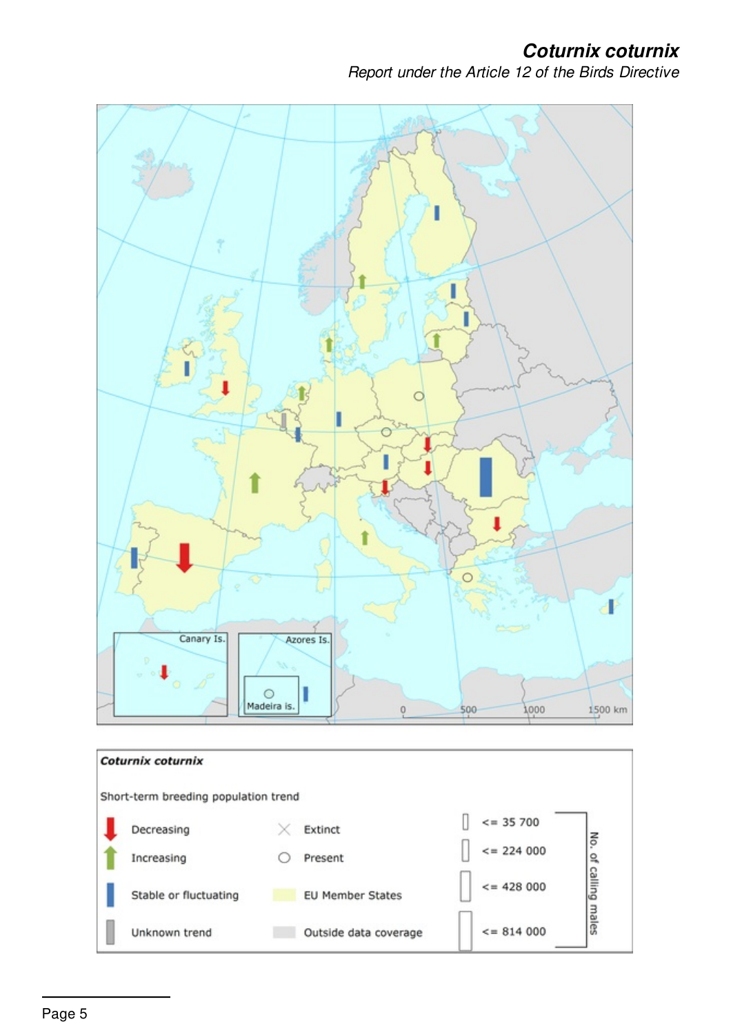**Coturnix coturnix**

Short-term breeding population trend

| | | | | |
|---|---|---|---|---|
| Decreasing | Extinct | <= 35 700 | No. of calling males |
| Increasing | Present | <= 224 000 | |
| Stable or fluctuating | EU Member States | <= 428 000 | |
| Unknown trend | Outside data coverage | <= 814 000 | |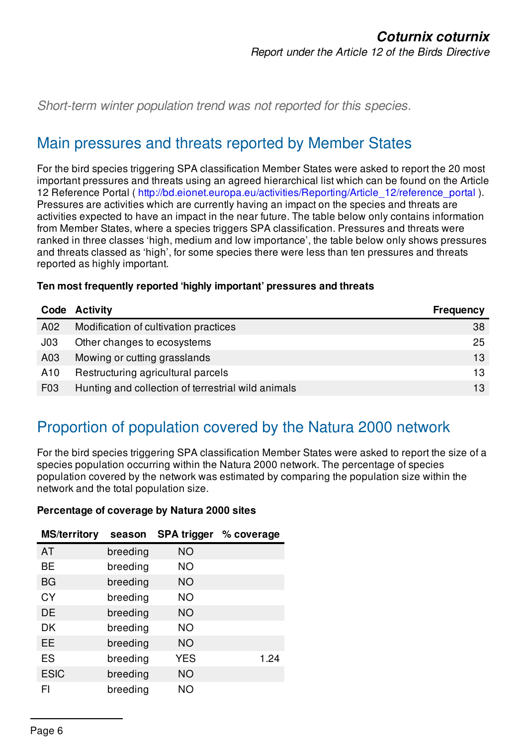*Short-term winter population trend was not reported for this species.*

## Main pressures and threats reported by Member States

For the bird species triggering SPA classification Member States were asked to report the 20 most important pressures and threats using an agreed hierarchical list which can be found on the Article 12 Reference Portal ( http://bd.eionet.europa.eu/activities/Reporting/Article_12/reference_portal ). Pressures are activities which are currently having an impact on the species and threats are activities expected to have an impact in the near future. The table below only contains information from Member States, where a species triggers SPA classification. Pressures and threats were ranked in three classes 'high, medium and low importance', the table below only shows pressures and threats classed as 'high', for some species there were less than ten pressures and threats reported as highly important.

**Ten most frequently reported 'highly important' pressures and threats**

| Code | Activity | Frequency |
|---|---|---|
| A02 | Modification of cultivation practices | 38 |
| J03 | Other changes to ecosystems | 25 |
| A03 | Mowing or cutting grasslands | 13 |
| A10 | Restructuring agricultural parcels | 13 |
| F03 | Hunting and collection of terrestrial wild animals | 13 |

## Proportion of population covered by the Natura 2000 network

For the bird species triggering SPA classification Member States were asked to report the size of a species population occurring within the Natura 2000 network. The percentage of species population covered by the network was estimated by comparing the population size within the network and the total population size.

**Percentage of coverage by Natura 2000 sites**

| MS/territory | season | SPA trigger | % coverage |
|---|---|---|---|
| AT | breeding | NO | |
| BE | breeding | NO | |
| BG | breeding | NO | |
| CY | breeding | NO | |
| DE | breeding | NO | |
| DK | breeding | NO | |
| EE | breeding | NO | |
| ES | breeding | YES | 1.24 |
| ESIC | breeding | NO | |
| FI | breeding | NO | |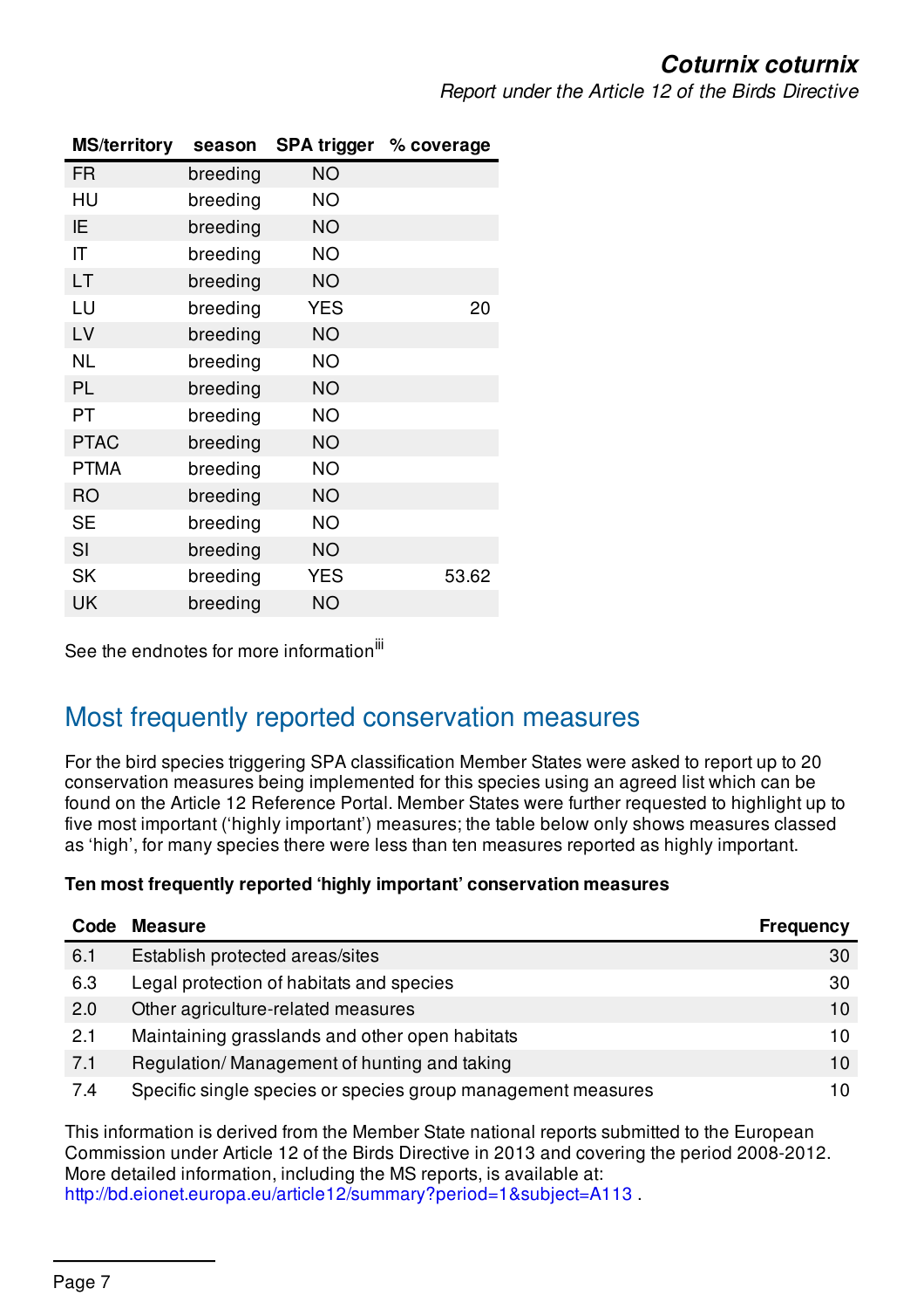| MS/territory | season | SPA trigger | % coverage |
|---|---|---|---|
| FR | breeding | NO | |
| HU | breeding | NO | |
| IE | breeding | NO | |
| IT | breeding | NO | |
| LT | breeding | NO | |
| LU | breeding | YES | 20 |
| LV | breeding | NO | |
| NL | breeding | NO | |
| PL | breeding | NO | |
| PT | breeding | NO | |
| PTAC | breeding | NO | |
| PTMA | breeding | NO | |
| RO | breeding | NO | |
| SE | breeding | NO | |
| SI | breeding | NO | |
| SK | breeding | YES | 53.62 |
| UK | breeding | NO | |

See the endnotes for more information[iii]

## Most frequently reported conservation measures

For the bird species triggering SPA classification Member States were asked to report up to 20 conservation measures being implemented for this species using an agreed list which can be found on the Article 12 Reference Portal. Member States were further requested to highlight up to five most important ('highly important') measures; the table below only shows measures classed as 'high', for many species there were less than ten measures reported as highly important.

**Ten most frequently reported 'highly important' conservation measures**

| Code | Measure | Frequency |
|---|---|---|
| 6.1 | Establish protected areas/sites | 30 |
| 6.3 | Legal protection of habitats and species | 30 |
| 2.0 | Other agriculture-related measures | 10 |
| 2.1 | Maintaining grasslands and other open habitats | 10 |
| 7.1 | Regulation/ Management of hunting and taking | 10 |
| 7.4 | Specific single species or species group management measures | 10 |

This information is derived from the Member State national reports submitted to the European Commission under Article 12 of the Birds Directive in 2013 and covering the period 2008-2012. More detailed information, including the MS reports, is available at: http://bd.eionet.europa.eu/article12/summary?period=1&subject=A113 .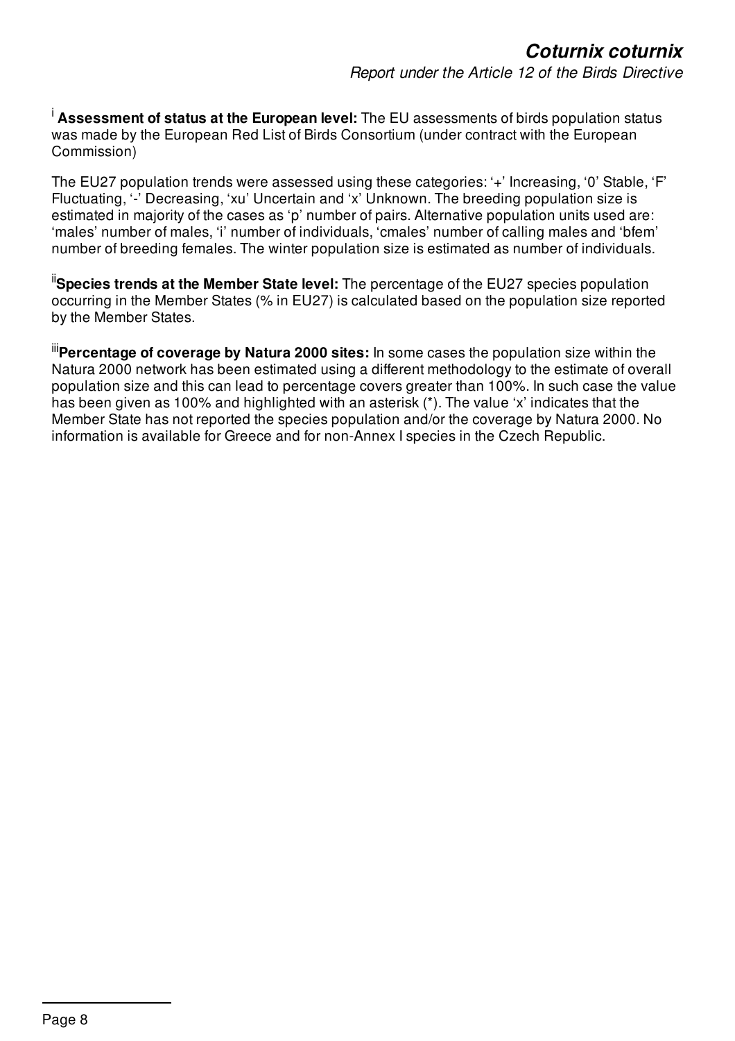[i] **Assessment of status at the European level:** The EU assessments of birds population status was made by the European Red List of Birds Consortium (under contract with the European Commission)

The EU27 population trends were assessed using these categories: '+' Increasing, '0' Stable, 'F' Fluctuating, '-' Decreasing, 'xu' Uncertain and 'x' Unknown. The breeding population size is estimated in majority of the cases as 'p' number of pairs. Alternative population units used are: 'males' number of males, 'i' number of individuals, 'cmales' number of calling males and 'bfem' number of breeding females. The winter population size is estimated as number of individuals.

[ii] **Species trends at the Member State level:** The percentage of the EU27 species population occurring in the Member States (% in EU27) is calculated based on the population size reported by the Member States.

[iii] **Percentage of coverage by Natura 2000 sites:** In some cases the population size within the Natura 2000 network has been estimated using a different methodology to the estimate of overall population size and this can lead to percentage covers greater than 100%. In such case the value has been given as 100% and highlighted with an asterisk (*). The value 'x' indicates that the Member State has not reported the species population and/or the coverage by Natura 2000. No information is available for Greece and for non-Annex I species in the Czech Republic.